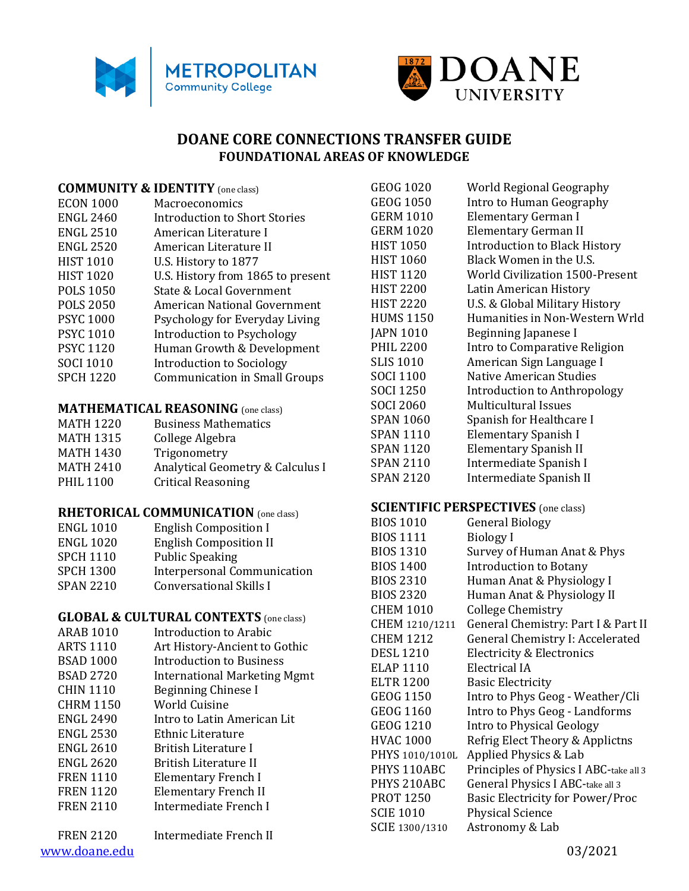METROPOLITAN Community College

DOANE UNIVERSITY

# DOANE CORE CONNECTIONS TRANSFER GUIDE

## FOUNDATIONAL AREAS OF KNOWLEDGE

### COMMUNITY & IDENTITY (one class)

| | |
|---|---|
| ECON 1000 | Macroeconomics |
| ENGL 2460 | Introduction to Short Stories |
| ENGL 2510 | American Literature I |
| ENGL 2520 | American Literature II |
| HIST 1010 | U.S. History to 1877 |
| HIST 1020 | U.S. History from 1865 to present |
| POLS 1050 | State & Local Government |
| POLS 2050 | American National Government |
| PSYC 1000 | Psychology for Everyday Living |
| PSYC 1010 | Introduction to Psychology |
| PSYC 1120 | Human Growth & Development |
| SOCI 1010 | Introduction to Sociology |
| SPCH 1220 | Communication in Small Groups |

### MATHEMATICAL REASONING (one class)

| | |
|---|---|
| MATH 1220 | Business Mathematics |
| MATH 1315 | College Algebra |
| MATH 1430 | Trigonometry |
| MATH 2410 | Analytical Geometry & Calculus I |
| PHIL 1100 | Critical Reasoning |

### RHETORICAL COMMUNICATION (one class)

| | |
|---|---|
| ENGL 1010 | English Composition I |
| ENGL 1020 | English Composition II |
| SPCH 1110 | Public Speaking |
| SPCH 1300 | Interpersonal Communication |
| SPAN 2210 | Conversational Skills I |

### GLOBAL & CULTURAL CONTEXTS (one class)

| | |
|---|---|
| ARAB 1010 | Introduction to Arabic |
| ARTS 1110 | Art History-Ancient to Gothic |
| BSAD 1000 | Introduction to Business |
| BSAD 2720 | International Marketing Mgmt |
| CHIN 1110 | Beginning Chinese I |
| CHRM 1150 | World Cuisine |
| ENGL 2490 | Intro to Latin American Lit |
| ENGL 2530 | Ethnic Literature |
| ENGL 2610 | British Literature I |
| ENGL 2620 | British Literature II |
| FREN 1110 | Elementary French I |
| FREN 1120 | Elementary French II |
| FREN 2110 | Intermediate French I |
| FREN 2120 | Intermediate French II |
| GEOG 1020 | World Regional Geography |
| GEOG 1050 | Intro to Human Geography |
| GERM 1010 | Elementary German I |
| GERM 1020 | Elementary German II |
| HIST 1050 | Introduction to Black History |
| HIST 1060 | Black Women in the U.S. |
| HIST 1120 | World Civilization 1500-Present |
| HIST 2200 | Latin American History |
| HIST 2220 | U.S. & Global Military History |
| HUMS 1150 | Humanities in Non-Western Wrld |
| JAPN 1010 | Beginning Japanese I |
| PHIL 2200 | Intro to Comparative Religion |
| SLIS 1010 | American Sign Language I |
| SOCI 1100 | Native American Studies |
| SOCI 1250 | Introduction to Anthropology |
| SOCI 2060 | Multicultural Issues |
| SPAN 1060 | Spanish for Healthcare I |
| SPAN 1110 | Elementary Spanish I |
| SPAN 1120 | Elementary Spanish II |
| SPAN 2110 | Intermediate Spanish I |
| SPAN 2120 | Intermediate Spanish II |

### SCIENTIFIC PERSPECTIVES (one class)

| | |
|---|---|
| BIOS 1010 | General Biology |
| BIOS 1111 | Biology I |
| BIOS 1310 | Survey of Human Anat & Phys |
| BIOS 1400 | Introduction to Botany |
| BIOS 2310 | Human Anat & Physiology I |
| BIOS 2320 | Human Anat & Physiology II |
| CHEM 1010 | College Chemistry |
| CHEM 1210/1211 | General Chemistry: Part I & Part II |
| CHEM 1212 | General Chemistry I: Accelerated |
| DESL 1210 | Electricity & Electronics |
| ELAP 1110 | Electrical IA |
| ELTR 1200 | Basic Electricity |
| GEOG 1150 | Intro to Phys Geog - Weather/Cli |
| GEOG 1160 | Intro to Phys Geog - Landforms |
| GEOG 1210 | Intro to Physical Geology |
| HVAC 1000 | Refrig Elect Theory & Applictns |
| PHYS 1010/1010L | Applied Physics & Lab |
| PHYS 110ABC | Principles of Physics I ABC-take all 3 |
| PHYS 210ABC | General Physics I ABC-take all 3 |
| PROT 1250 | Basic Electricity for Power/Proc |
| SCIE 1010 | Physical Science |
| SCIE 1300/1310 | Astronomy & Lab |

www.doane.edu

03/2021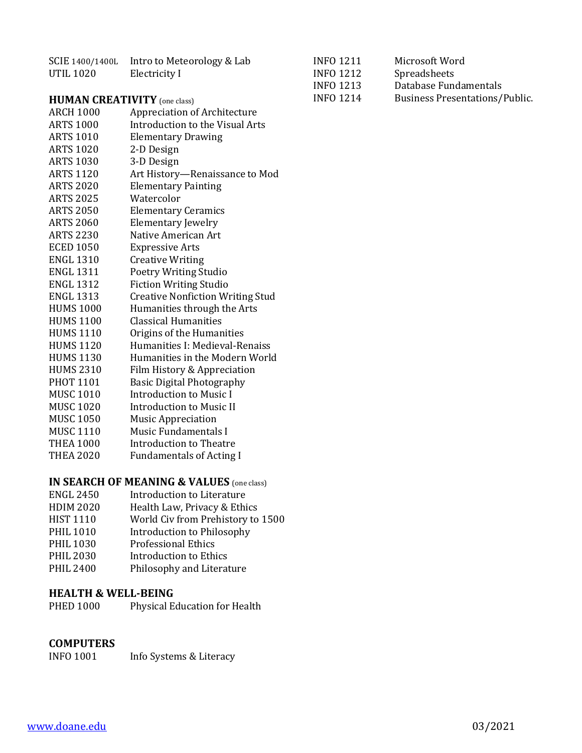| | |
|---|---|
| SCIE 1400/1400L | Intro to Meteorology & Lab |
| UTIL 1020 | Electricity I |

**HUMAN CREATIVITY** (one class)

| | |
|---|---|
| ARCH 1000 | Appreciation of Architecture |
| ARTS 1000 | Introduction to the Visual Arts |
| ARTS 1010 | Elementary Drawing |
| ARTS 1020 | 2-D Design |
| ARTS 1030 | 3-D Design |
| ARTS 1120 | Art History—Renaissance to Mod |
| ARTS 2020 | Elementary Painting |
| ARTS 2025 | Watercolor |
| ARTS 2050 | Elementary Ceramics |
| ARTS 2060 | Elementary Jewelry |
| ARTS 2230 | Native American Art |
| ECED 1050 | Expressive Arts |
| ENGL 1310 | Creative Writing |
| ENGL 1311 | Poetry Writing Studio |
| ENGL 1312 | Fiction Writing Studio |
| ENGL 1313 | Creative Nonfiction Writing Stud |
| HUMS 1000 | Humanities through the Arts |
| HUMS 1100 | Classical Humanities |
| HUMS 1110 | Origins of the Humanities |
| HUMS 1120 | Humanities I: Medieval-Renaiss |
| HUMS 1130 | Humanities in the Modern World |
| HUMS 2310 | Film History & Appreciation |
| PHOT 1101 | Basic Digital Photography |
| MUSC 1010 | Introduction to Music I |
| MUSC 1020 | Introduction to Music II |
| MUSC 1050 | Music Appreciation |
| MUSC 1110 | Music Fundamentals I |
| THEA 1000 | Introduction to Theatre |
| THEA 2020 | Fundamentals of Acting I |

**IN SEARCH OF MEANING & VALUES** (one class)

| | |
|---|---|
| ENGL 2450 | Introduction to Literature |
| HDIM 2020 | Health Law, Privacy & Ethics |
| HIST 1110 | World Civ from Prehistory to 1500 |
| PHIL 1010 | Introduction to Philosophy |
| PHIL 1030 | Professional Ethics |
| PHIL 2030 | Introduction to Ethics |
| PHIL 2400 | Philosophy and Literature |

**HEALTH & WELL-BEING**

| | |
|---|---|
| PHED 1000 | Physical Education for Health |

**COMPUTERS**

| | |
|---|---|
| INFO 1001 | Info Systems & Literacy |
| INFO 1211 | Microsoft Word |
| INFO 1212 | Spreadsheets |
| INFO 1213 | Database Fundamentals |
| INFO 1214 | Business Presentations/Public. |

[www.doane.edu](http://www.doane.edu) 03/2021